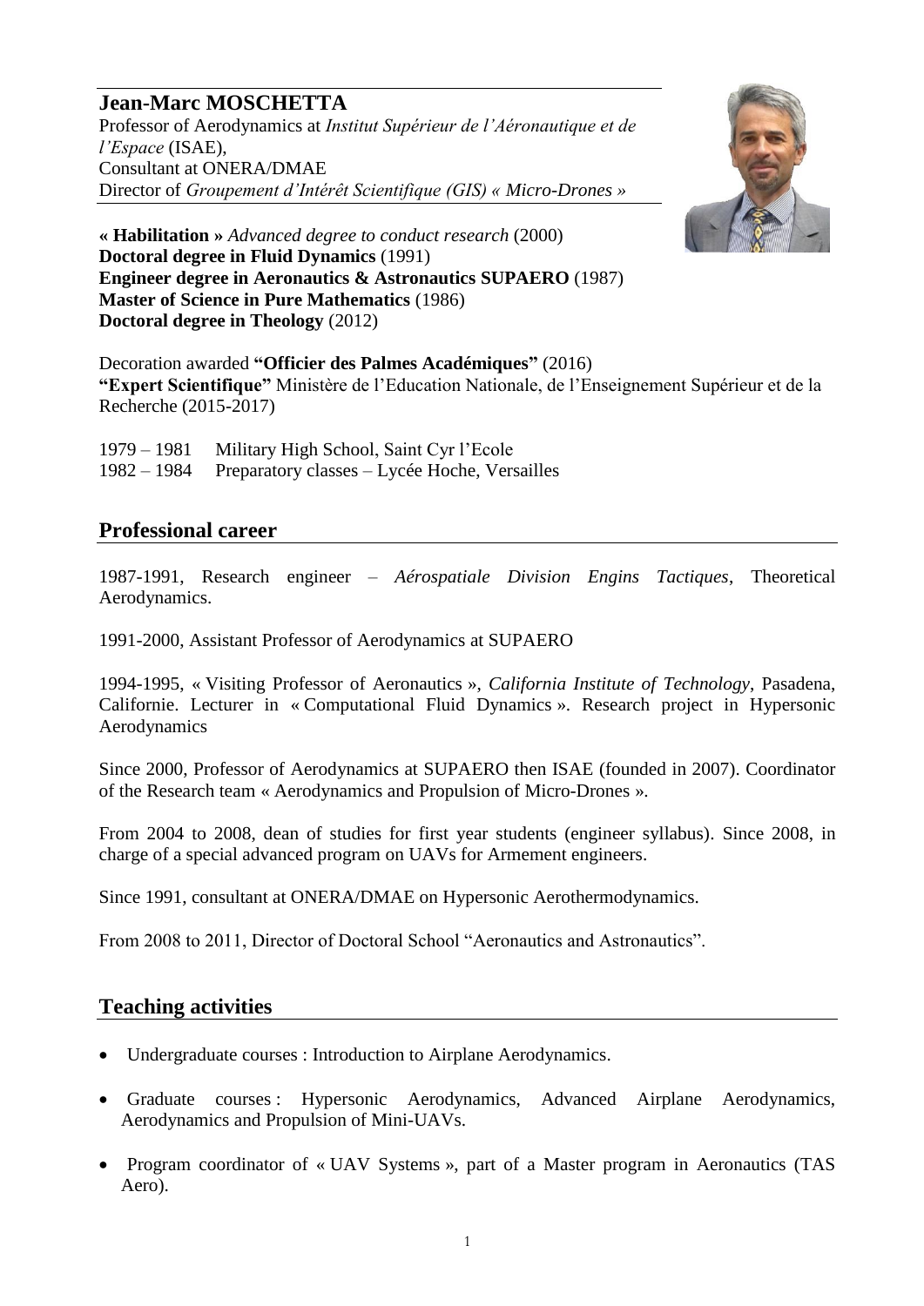# Jean-Marc MOSCHETTA

Professor of Aerodynamics at *Institut Supérieur de l'Aéronautique et de l'Espace* (ISAE),
Consultant at ONERA/DMAE
Director of *Groupement d'Intérêt Scientifique (GIS) « Micro-Drones »*

**« Habilitation »** *Advanced degree to conduct research* (2000)
**Doctoral degree in Fluid Dynamics** (1991)
**Engineer degree in Aeronautics & Astronautics SUPAERO** (1987)
**Master of Science in Pure Mathematics** (1986)
**Doctoral degree in Theology** (2012)

Decoration awarded **"Officier des Palmes Académiques"** (2016)
**"Expert Scientifique"** Ministère de l'Education Nationale, de l'Enseignement Supérieur et de la Recherche (2015-2017)

1979 – 1981 Military High School, Saint Cyr l'Ecole
1982 – 1984 Preparatory classes – Lycée Hoche, Versailles

## Professional career

1987-1991, Research engineer – *Aérospatiale Division Engins Tactiques*, Theoretical Aerodynamics.

1991-2000, Assistant Professor of Aerodynamics at SUPAERO

1994-1995, « Visiting Professor of Aeronautics », *California Institute of Technology*, Pasadena, Californie. Lecturer in « Computational Fluid Dynamics ». Research project in Hypersonic Aerodynamics

Since 2000, Professor of Aerodynamics at SUPAERO then ISAE (founded in 2007). Coordinator of the Research team « Aerodynamics and Propulsion of Micro-Drones ».

From 2004 to 2008, dean of studies for first year students (engineer syllabus). Since 2008, in charge of a special advanced program on UAVs for Armement engineers.

Since 1991, consultant at ONERA/DMAE on Hypersonic Aerothermodynamics.

From 2008 to 2011, Director of Doctoral School "Aeronautics and Astronautics".

## Teaching activities

- Undergraduate courses : Introduction to Airplane Aerodynamics.
- Graduate courses : Hypersonic Aerodynamics, Advanced Airplane Aerodynamics, Aerodynamics and Propulsion of Mini-UAVs.
- Program coordinator of « UAV Systems », part of a Master program in Aeronautics (TAS Aero).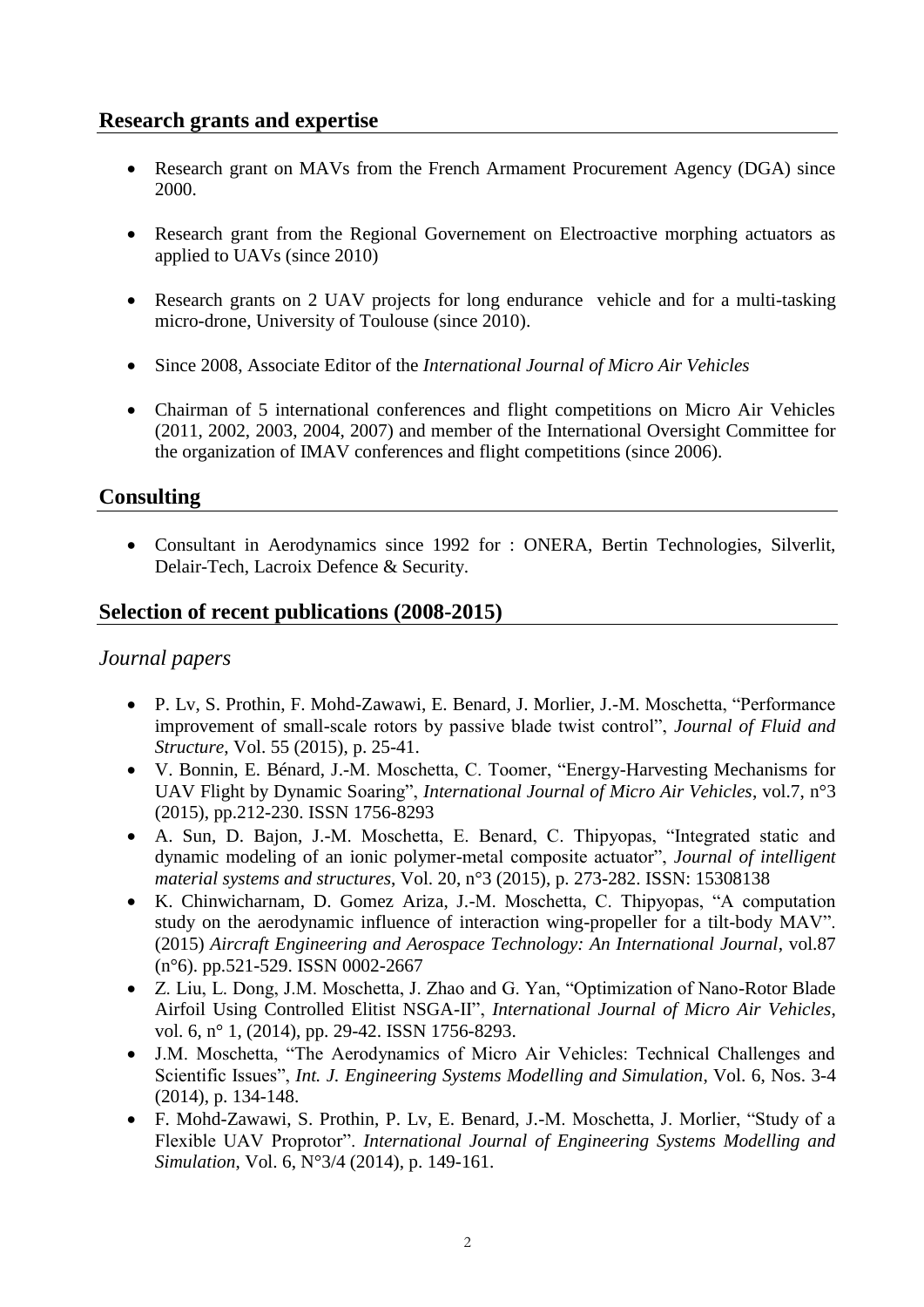## Research grants and expertise

- Research grant on MAVs from the French Armament Procurement Agency (DGA) since 2000.
- Research grant from the Regional Governement on Electroactive morphing actuators as applied to UAVs (since 2010)
- Research grants on 2 UAV projects for long endurance vehicle and for a multi-tasking micro-drone, University of Toulouse (since 2010).
- Since 2008, Associate Editor of the *International Journal of Micro Air Vehicles*
- Chairman of 5 international conferences and flight competitions on Micro Air Vehicles (2011, 2002, 2003, 2004, 2007) and member of the International Oversight Committee for the organization of IMAV conferences and flight competitions (since 2006).

## Consulting

- Consultant in Aerodynamics since 1992 for : ONERA, Bertin Technologies, Silverlit, Delair-Tech, Lacroix Defence & Security.

## Selection of recent publications (2008-2015)

### *Journal papers*

- P. Lv, S. Prothin, F. Mohd-Zawawi, E. Benard, J. Morlier, J.-M. Moschetta, "Performance improvement of small-scale rotors by passive blade twist control", *Journal of Fluid and Structure*, Vol. 55 (2015), p. 25-41.
- V. Bonnin, E. Bénard, J.-M. Moschetta, C. Toomer, "Energy-Harvesting Mechanisms for UAV Flight by Dynamic Soaring", *International Journal of Micro Air Vehicles*, vol.7, n°3 (2015), pp.212-230. ISSN 1756-8293
- A. Sun, D. Bajon, J.-M. Moschetta, E. Benard, C. Thipyopas, "Integrated static and dynamic modeling of an ionic polymer-metal composite actuator", *Journal of intelligent material systems and structures*, Vol. 20, n°3 (2015), p. 273-282. ISSN: 15308138
- K. Chinwicharnam, D. Gomez Ariza, J.-M. Moschetta, C. Thipyopas, "A computation study on the aerodynamic influence of interaction wing-propeller for a tilt-body MAV". (2015) *Aircraft Engineering and Aerospace Technology: An International Journal*, vol.87 (n°6). pp.521-529. ISSN 0002-2667
- Z. Liu, L. Dong, J.M. Moschetta, J. Zhao and G. Yan, "Optimization of Nano-Rotor Blade Airfoil Using Controlled Elitist NSGA-II", *International Journal of Micro Air Vehicles*, vol. 6, n° 1, (2014), pp. 29-42. ISSN 1756-8293.
- J.M. Moschetta, "The Aerodynamics of Micro Air Vehicles: Technical Challenges and Scientific Issues", *Int. J. Engineering Systems Modelling and Simulation*, Vol. 6, Nos. 3-4 (2014), p. 134-148.
- F. Mohd-Zawawi, S. Prothin, P. Lv, E. Benard, J.-M. Moschetta, J. Morlier, "Study of a Flexible UAV Proprotor". *International Journal of Engineering Systems Modelling and Simulation*, Vol. 6, N°3/4 (2014), p. 149-161.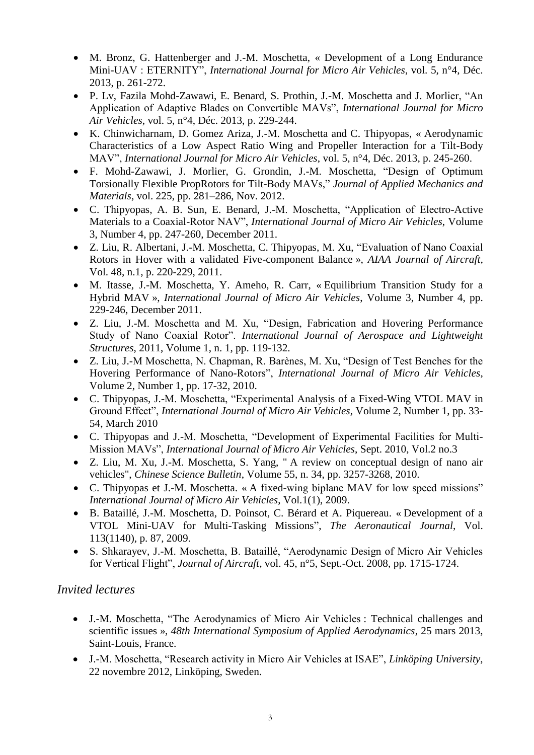- M. Bronz, G. Hattenberger and J.-M. Moschetta, « Development of a Long Endurance Mini-UAV : ETERNITY", *International Journal for Micro Air Vehicles*, vol. 5, n°4, Déc. 2013, p. 261-272.
- P. Lv, Fazila Mohd-Zawawi, E. Benard, S. Prothin, J.-M. Moschetta and J. Morlier, "An Application of Adaptive Blades on Convertible MAVs", *International Journal for Micro Air Vehicles*, vol. 5, n°4, Déc. 2013, p. 229-244.
- K. Chinwicharnam, D. Gomez Ariza, J.-M. Moschetta and C. Thipyopas, « Aerodynamic Characteristics of a Low Aspect Ratio Wing and Propeller Interaction for a Tilt-Body MAV", *International Journal for Micro Air Vehicles*, vol. 5, n°4, Déc. 2013, p. 245-260.
- F. Mohd-Zawawi, J. Morlier, G. Grondin, J.-M. Moschetta, "Design of Optimum Torsionally Flexible PropRotors for Tilt-Body MAVs," *Journal of Applied Mechanics and Materials*, vol. 225, pp. 281–286, Nov. 2012.
- C. Thipyopas, A. B. Sun, E. Benard, J.-M. Moschetta, "Application of Electro-Active Materials to a Coaxial-Rotor NAV", *International Journal of Micro Air Vehicles*, Volume 3, Number 4, pp. 247-260, December 2011.
- Z. Liu, R. Albertani, J.-M. Moschetta, C. Thipyopas, M. Xu, "Evaluation of Nano Coaxial Rotors in Hover with a validated Five-component Balance », *AIAA Journal of Aircraft*, Vol. 48, n.1, p. 220-229, 2011.
- M. Itasse, J.-M. Moschetta, Y. Ameho, R. Carr, « Equilibrium Transition Study for a Hybrid MAV », *International Journal of Micro Air Vehicles*, Volume 3, Number 4, pp. 229-246, December 2011.
- Z. Liu, J.-M. Moschetta and M. Xu, "Design, Fabrication and Hovering Performance Study of Nano Coaxial Rotor". *International Journal of Aerospace and Lightweight Structures*, 2011, Volume 1, n. 1, pp. 119-132.
- Z. Liu, J.-M Moschetta, N. Chapman, R. Barènes, M. Xu, "Design of Test Benches for the Hovering Performance of Nano-Rotors", *International Journal of Micro Air Vehicles*, Volume 2, Number 1, pp. 17-32, 2010.
- C. Thipyopas, J.-M. Moschetta, "Experimental Analysis of a Fixed-Wing VTOL MAV in Ground Effect", *International Journal of Micro Air Vehicles*, Volume 2, Number 1, pp. 33-54, March 2010
- C. Thipyopas and J.-M. Moschetta, "Development of Experimental Facilities for Multi-Mission MAVs", *International Journal of Micro Air Vehicles*, Sept. 2010, Vol.2 no.3
- Z. Liu, M. Xu, J.-M. Moschetta, S. Yang, " A review on conceptual design of nano air vehicles", *Chinese Science Bulletin*, Volume 55, n. 34, pp. 3257-3268, 2010.
- C. Thipyopas et J.-M. Moschetta. « A fixed-wing biplane MAV for low speed missions" *International Journal of Micro Air Vehicles*, Vol.1(1), 2009.
- B. Bataillé, J.-M. Moschetta, D. Poinsot, C. Bérard et A. Piquereau. « Development of a VTOL Mini-UAV for Multi-Tasking Missions", *The Aeronautical Journal*, Vol. 113(1140), p. 87, 2009.
- S. Shkarayev, J.-M. Moschetta, B. Bataillé, "Aerodynamic Design of Micro Air Vehicles for Vertical Flight", *Journal of Aircraft*, vol. 45, n°5, Sept.-Oct. 2008, pp. 1715-1724.

## *Invited lectures*

- J.-M. Moschetta, "The Aerodynamics of Micro Air Vehicles : Technical challenges and scientific issues », *48th International Symposium of Applied Aerodynamics*, 25 mars 2013, Saint-Louis, France.
- J.-M. Moschetta, "Research activity in Micro Air Vehicles at ISAE", *Linköping University*, 22 novembre 2012, Linköping, Sweden.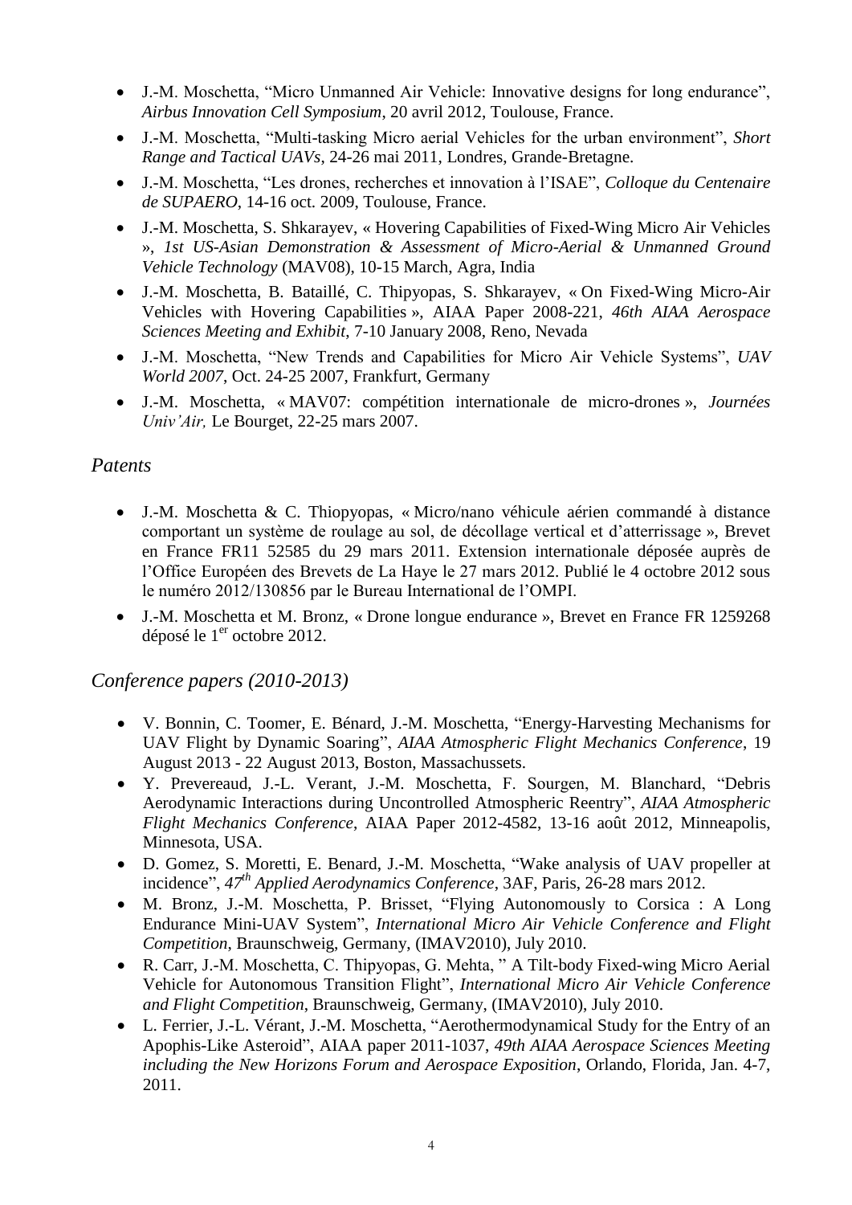- J.-M. Moschetta, "Micro Unmanned Air Vehicle: Innovative designs for long endurance", *Airbus Innovation Cell Symposium*, 20 avril 2012, Toulouse, France.
- J.-M. Moschetta, "Multi-tasking Micro aerial Vehicles for the urban environment", *Short Range and Tactical UAVs*, 24-26 mai 2011, Londres, Grande-Bretagne.
- J.-M. Moschetta, "Les drones, recherches et innovation à l'ISAE", *Colloque du Centenaire de SUPAERO*, 14-16 oct. 2009, Toulouse, France.
- J.-M. Moschetta, S. Shkarayev, « Hovering Capabilities of Fixed-Wing Micro Air Vehicles », *1st US-Asian Demonstration & Assessment of Micro-Aerial & Unmanned Ground Vehicle Technology* (MAV08), 10-15 March, Agra, India
- J.-M. Moschetta, B. Bataillé, C. Thipyopas, S. Shkarayev, « On Fixed-Wing Micro-Air Vehicles with Hovering Capabilities », AIAA Paper 2008-221, *46th AIAA Aerospace Sciences Meeting and Exhibit*, 7-10 January 2008, Reno, Nevada
- J.-M. Moschetta, "New Trends and Capabilities for Micro Air Vehicle Systems", *UAV World 2007*, Oct. 24-25 2007, Frankfurt, Germany
- J.-M. Moschetta, « MAV07: compétition internationale de micro-drones », *Journées Univ'Air,* Le Bourget, 22-25 mars 2007.

## *Patents*

- J.-M. Moschetta & C. Thiopyopas, « Micro/nano véhicule aérien commandé à distance comportant un système de roulage au sol, de décollage vertical et d'atterrissage », Brevet en France FR11 52585 du 29 mars 2011. Extension internationale déposée auprès de l'Office Européen des Brevets de La Haye le 27 mars 2012. Publié le 4 octobre 2012 sous le numéro 2012/130856 par le Bureau International de l'OMPI.
- J.-M. Moschetta et M. Bronz, « Drone longue endurance », Brevet en France FR 1259268 déposé le 1er octobre 2012.

## *Conference papers (2010-2013)*

- V. Bonnin, C. Toomer, E. Bénard, J.-M. Moschetta, "Energy-Harvesting Mechanisms for UAV Flight by Dynamic Soaring", *AIAA Atmospheric Flight Mechanics Conference*, 19 August 2013 - 22 August 2013, Boston, Massachussets.
- Y. Prevereaud, J.-L. Verant, J.-M. Moschetta, F. Sourgen, M. Blanchard, "Debris Aerodynamic Interactions during Uncontrolled Atmospheric Reentry", *AIAA Atmospheric Flight Mechanics Conference*, AIAA Paper 2012-4582, 13-16 août 2012, Minneapolis, Minnesota, USA.
- D. Gomez, S. Moretti, E. Benard, J.-M. Moschetta, "Wake analysis of UAV propeller at incidence", *47th Applied Aerodynamics Conference*, 3AF, Paris, 26-28 mars 2012.
- M. Bronz, J.-M. Moschetta, P. Brisset, "Flying Autonomously to Corsica : A Long Endurance Mini-UAV System", *International Micro Air Vehicle Conference and Flight Competition*, Braunschweig, Germany, (IMAV2010), July 2010.
- R. Carr, J.-M. Moschetta, C. Thipyopas, G. Mehta, " A Tilt-body Fixed-wing Micro Aerial Vehicle for Autonomous Transition Flight", *International Micro Air Vehicle Conference and Flight Competition*, Braunschweig, Germany, (IMAV2010), July 2010.
- L. Ferrier, J.-L. Vérant, J.-M. Moschetta, "Aerothermodynamical Study for the Entry of an Apophis-Like Asteroid", AIAA paper 2011-1037, *49th AIAA Aerospace Sciences Meeting including the New Horizons Forum and Aerospace Exposition*, Orlando, Florida, Jan. 4-7, 2011.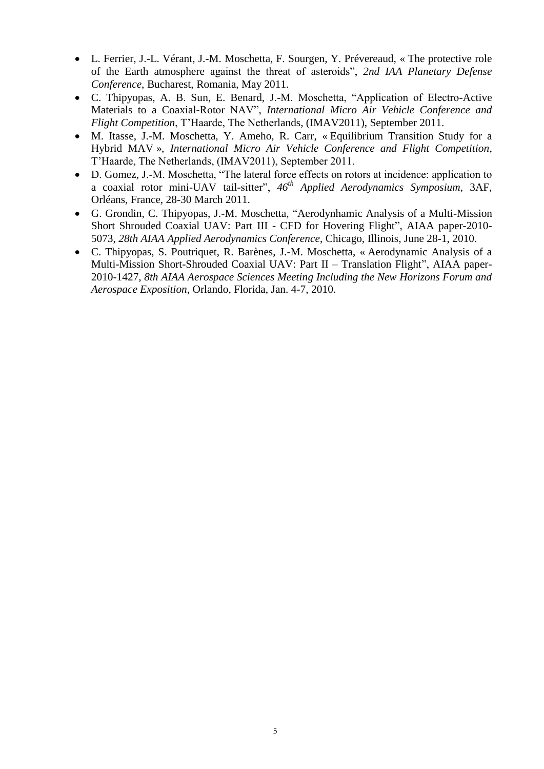- L. Ferrier, J.-L. Vérant, J.-M. Moschetta, F. Sourgen, Y. Prévereaud, « The protective role of the Earth atmosphere against the threat of asteroids", *2nd IAA Planetary Defense Conference*, Bucharest, Romania, May 2011.
- C. Thipyopas, A. B. Sun, E. Benard, J.-M. Moschetta, "Application of Electro-Active Materials to a Coaxial-Rotor NAV", *International Micro Air Vehicle Conference and Flight Competition*, T'Haarde, The Netherlands, (IMAV2011), September 2011.
- M. Itasse, J.-M. Moschetta, Y. Ameho, R. Carr, « Equilibrium Transition Study for a Hybrid MAV », *International Micro Air Vehicle Conference and Flight Competition*, T'Haarde, The Netherlands, (IMAV2011), September 2011.
- D. Gomez, J.-M. Moschetta, "The lateral force effects on rotors at incidence: application to a coaxial rotor mini-UAV tail-sitter", *46th Applied Aerodynamics Symposium*, 3AF, Orléans, France, 28-30 March 2011.
- G. Grondin, C. Thipyopas, J.-M. Moschetta, "Aerodynhamic Analysis of a Multi-Mission Short Shrouded Coaxial UAV: Part III - CFD for Hovering Flight", AIAA paper-2010-5073, *28th AIAA Applied Aerodynamics Conference*, Chicago, Illinois, June 28-1, 2010.
- C. Thipyopas, S. Poutriquet, R. Barènes, J.-M. Moschetta, « Aerodynamic Analysis of a Multi-Mission Short-Shrouded Coaxial UAV: Part II – Translation Flight", AIAA paper-2010-1427, *8th AIAA Aerospace Sciences Meeting Including the New Horizons Forum and Aerospace Exposition*, Orlando, Florida, Jan. 4-7, 2010.